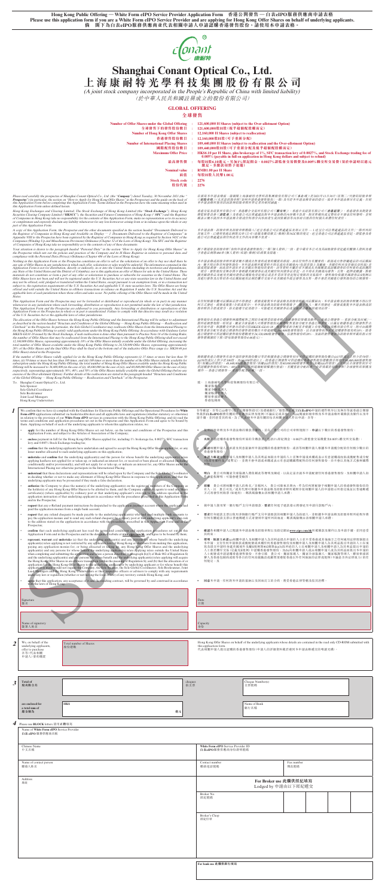**Hong Kong Public Offering — White Form eIPO Service Provider Application Form　香港公開發售－白表eIPO服務供應商申請表格**

**Please use this application form if you are a White Form eIPO Service Provider and are applying for Hong Kong Offer Shares on behalf of underlying applicants.**
**倘　閣下為白表eIPO服務供應商並代表相關申請人申請認購香港發售股份，請使用本申請表格。**

康耐特

# Shanghai Conant Optical Co., Ltd.
# 上海康耐特光學科技集團股份有限公司

*(A joint stock company incorporated in the People's Republic of China with limited liability)*
*(於中華人民共和國註冊成立的股份有限公司)*

## GLOBAL OFFERING
## 全球發售

| | | |
|---|---|---|
| **Number of Offer Shares under the Global Offering** 全球發售下的發售股份數目 | : | **121,600,000 H Shares (subject to the Over-allotment Option)** **121,600,000股H股（視乎超額配股權行使與否）** |
| **Number of Hong Kong Offer Shares** 香港發售股份數目 | : | **12,160,000 H Shares (subject to reallocation)** **12,160,000股H股（可予重新分配）** |
| **Number of International Placing Shares** 國際配售股份數目 | : | **109,440,000 H Shares (subject to reallocation and the Over-allotment Option)** **109,440,000股H股（可予重新分配及視乎超額配股權行使與否）** |
| **Maximum Offer Price** 最高發售價 | : | **HK$6.10 per H Share, plus brokerage of 1%, SFC transaction levy of 0.0027% and Stock Exchange trading fee of 0.005% (payable in full on application in Hong Kong dollars and subject to refund)** **每股H股6.10港元，另加1%經紀佣金、0.0027%證監會交易徵費及0.005%聯交所交易費（須於申請時以港元繳足，多繳款項將予退還）** |
| **Nominal value** 面值 | : | **RMB1.00 per H Share** **每股H股人民幣1.00元** |
| **Stock code** 股份代號 | : | **2276** |

Please read carefully the prospectus of Shanghai Conant Optical Co., Ltd. (the "**Company**") dated Tuesday, 30 November 2021 (the "**Prospectus**") (in particular, the section on "How to Apply for Hong Kong Offer Shares" in the Prospectus) and the guide on the back of this Application Form before completing this Application Form. Terms defined in the Prospectus have the same meaning when used in this Application Form unless defined herein.

在填寫本申請表格前，請細閱上海康耐特光學科技集團股份有限公司（「**本公司**」）於2021年11月30日（星期二）刊發的招股章程（「**招股章程**」）（尤其是招股章程「如何申請香港發售股份」一節）及刊於本申請表格背面的指引。除本申請表格另有定義外，本申請表格所用詞語與招股章程所界定者具有相同涵義。

Hong Kong Exchanges and Clearing Limited, The Stock Exchange of Hong Kong Limited (the "**Stock Exchange**"), Hong Kong Securities Clearing Company Limited ("**HKSCC**"), the Securities and Futures Commission of Hong Kong ("**SFC**") and the Registrar of Companies in Hong Kong take no responsibility for the contents of this Application Form, make no representation as to its accuracy or completeness and expressly disclaim any liability whatsoever for any loss howsoever arising from or in reliance upon the whole or any part of the contents of this Application Form.

香港交易及結算所有限公司、香港聯合交易所有限公司（「**聯交所**」）、香港中央結算有限公司（「**香港結算**」）、香港證券及期貨事務監察委員會（「**證監會**」）及香港公司註冊處處長對本申請表格的內容概不負責，對其準確性或完整性亦不發表任何聲明，並明確表示概不就因本申請表格全部或任何部分內容而產生或因倚賴該等內容而引致的任何損失承擔任何責任。

A copy of this Application Form, the Prospectus and the other documents specified in the section headed "Documents Delivered to the Registrar of Companies in Hong Kong and Available on Display" in Appendix VIII to the Prospectus, have been registered by the Registrar of Companies in Hong Kong as required by Section 342C of the Companies (Winding Up and Miscellaneous Provisions) Ordinance (Chapter 32 of the Laws of Hong Kong). The SFC and the Registrar of Companies of Hong Kong take no responsibility as to the contents of any of these documents.

本申請表格、招股章程及招股章程附錄八「送呈香港公司註冊處處長及展示文件」一節所列其他文件，已遵照香港法例第32章《公司（清盤及雜項條文）條例》第342C條的規定，送呈香港公司註冊處處長登記。證監會及香港公司註冊處處長對任何此等文件的內容概不負責。

Your attention is drawn to the paragraph headed "Personal Data" in the section "How to Apply for Hong Kong Offer Shares" in the Prospectus which sets out the policies and practices of the Company and its H Share Registrar in relation to personal data and compliance with the Personal Data (Privacy) Ordinance (Chapter 486 of the Laws of Hong Kong).

閣下敬請留意招股章程「如何申請香港發售股份」一節「個人資料」一段，當中載有本公司及其H股證券登記處有關個人資料及遵守香港法例第486章《個人資料（私隱）條例》的政策及慣例。

Nothing in this Application Form or the Prospectus constitutes an offer to sell or the solicitation of an offer to buy nor shall there be any sale of Offer Shares in any jurisdiction in which such offer, solicitation or sale would be unlawful. The information contained in this Application Form is not for distribution, directly or indirectly, in or into the United States (including its territories and dependencies, any State of the United States and the District of Columbia), nor is this application an offer of Shares for sale in the United States. These materials do not constitute or form a part of any offer or solicitation to purchase or subscribe for securities in the United States. The Offer Shares have not been and will not be registered under the U.S. Securities Act or any state securities law in the United States and may not be offered, sold, pledged or transferred within the United States, except pursuant to an exemption from, or in a transaction not subject to, the registration requirements of the U.S. Securities Act and applicable U.S. state securities laws. The Offer Shares are being offered and sold outside the United States in offshore transactions in reliance on Regulation S under the U.S. Securities Act and the applicable laws of each jurisdiction where those offers and sales occur. No public offering of the Offer Shares will be made in the United States.

本申請表格或招股章程所載者概不構成出售要約或要約購買的游說，而在任何作出有關要約、游說或出售即屬違法的司法權區內，概不得出售任何發售股份。本申請表格所載資料不得在美國（包括其領土及屬地、美國任何州及哥倫比亞特區）境內直接或間接分派，而此項申請亦並非在美國出售股份的要約。此等資料並不構成或組成在美國購買或認購證券的任何要約或游說的一部分。發售股份並無亦不會根據美國《證券法》或美國任何州證券法登記，且不得在美國境內提呈發售、出售、抵押或轉讓，惟根據美國《證券法》及適用美國州證券法的登記規定獲豁免或不受該等登記規定規限的交易除外。發售股份依據美國《證券法》S規例及進行有關要約及出售的各司法權區的適用法律以離岸交易方式在美國境外提呈發售及出售。發售股份將不會在美國公開發售。

This Application Form and the Prospectus may not be forwarded or distributed or reproduced (in whole or in part) in any manner whatsoever in any jurisdiction where such forwarding, distribution or reproduction is not permitted under the law of that jurisdiction. This Application Form and the Prospectus are addressed to you personally. Any forwarding or distribution or reproduction of this Application Form or the Prospectus in whole or in part is unauthorised. Failure to comply with this directive may result in a violation of the U.S. Securities Act or the applicable laws of other jurisdictions.

在任何根據有關司法權區法律不得發送、派發或複製本申請表格及招股章程的司法權區內，概不得以任何方式發送、派發或複製（全部或部分）本申請表格及招股章程。本申請表格及招股章程僅致予閣下本人。概不得發送、派發或複製本申請表格或招股章程的全部或部分。如未能遵守此項指示，可能違反美國《證券法》或其他司法權區的適用法律。

The allocation of the Offer Shares between the Hong Kong Public Offering and the International Placing will be subject to adjustment as described in the section headed "Structure and Conditions of the Global Offering — Hong Kong Public Offering — Reallocation and Clawback" in the Prospectus. In particular, the Sole Global Coordinator may reallocate Offer Shares from the International Placing to the Hong Kong Public Offering to satisfy valid applications under the Hong Kong Public Offering. In accordance with Guidance Letter HKEX-GL91-18 issued by the Stock Exchange, if such reallocation is done other than pursuant to Practice Note 18 of the Listing Rules, the number of Offer Shares that may be reallocated from the International Placing to the Hong Kong Public Offering shall not exceed 12,160,000 Offer Shares, representing approximately 10% of the Offer Shares initially available under the Global Offering (increasing the total number of Offer Shares available under the Hong Kong Public Offering to 24,320,000 Offer Shares, representing approximately 20% of the Offer Shares) and the final Offer Price shall be fixed at the bottom end of the indicative Offer Price range (i.e. HK$4.60 per Offer Share) stated in the Prospectus.

發售股份在香港公開發售與國際配售之間的分配將按招股章程「全球發售的架構及條件－香港公開發售－重新分配及回撥」一節所述予以調整。具體而言，獨家全球協調人可將國際配售的發售股份重新分配至香港公開發售，以滿足香港公開發售的有效申請。根據聯交所發出的指引信HKEX-GL91-18，倘若有關重新分配並非根據上市規則第18項應用指引作出，則可由國際配售重新分配至香港公開發售的發售股份數目不得超過12,160,000股發售股份，佔全球發售項下初步可供認購發售股份約10%（使香港公開發售項下可供認購的發售股份總數增至24,320,000股發售股份，佔發售股份約20%），且最終發售價須定為招股章程所述指示性發售價範圍的下限（即每股發售股份4.60港元）。

If the number of Offer Shares validly applied for in the Hong Kong Public Offering represents (i) 15 times or more but less than 50 times, (ii) 50 times or more but less than 100 times, and (iii) 100 times or more than the number of the Offer Shares initially available for subscription under the Hong Kong Public Offering, the total number of Offer Shares available under the Hong Kong Public Offering will be increased to 36,480,000 (in the case of (i)), 48,640,000 (in the case of (ii)) and 60,800,000 Offer Shares (in the case of (iii)), respectively, representing approximately 30%, 40%, and 50% of the Offer Shares initially available under the Global Offering (before any exercise of the Over-allotment Option). Further details of the reallocation are set out in the section headed "Structure and Conditions of the Global Offering — Hong Kong Public Offering — Reallocation and Clawback" of the Prospectus.

倘香港公開發售的有效申請的發售股份數目相當於香港公開發售項下初步可供認購發售股份數目的(i)15倍或以上但少於50倍，(ii)50倍或以上但少於100倍，及(iii)100倍或以上，則香港公開發售項下可供認購的發售股份總數將分別增至36,480,000股（如屬(i)的情況）、48,640,000股（如屬(ii)的情況）及60,800,000股發售股份（如屬(iii)的情況），分別佔全球發售項下初步可供認購發售股份約30%、40%及50%（於超額配股權獲行使前）。有關重新分配的進一步詳情載於招股章程「全球發售的架構及條件－香港公開發售－重新分配及回撥」一節。

To: Shanghai Conant Optical Co., Ltd.
Sole Sponsor
Sole Global Coordinator
Sole Bookrunner
Joint Lead Managers
Hong Kong Underwriters

致：上海康耐特光學科技集團股份有限公司
獨家保薦人
獨家全球協調人
獨家賬簿管理人
聯席牽頭經辦人
香港包銷商

**1**

We confirm that we have (i) complied with the Guidelines for Electronic Public Offerings and the Operational Procedures for **White Form eIPO** applications submitted via banks/stockbrokers and all applicable laws and regulations (whether statutory or otherwise) in relation to the provision of our **White Form eIPO** services in connection with the Hong Kong Public Offering; and (ii) read the terms and conditions and application procedures set out in the Prospectus and this Application Form and agree to be bound by them. Applying on behalf of each of the underlying applicants to whom this application relates, we:

吾等確認，吾等已(i)遵守《電子公開發售指引》及透過銀行／股票經紀遞交**白表eIPO**申請的運作程序以及與吾等就香港公開發售提供**白表eIPO**服務有關的一切適用法律及法規（法定或其他）；及(ii)細閱招股章程及本申請表格所載條款及條件以及申請手續，並同意受其約束。為了代表與本申請有關的每名相關申請人作出申請，吾等：

- **apply** for the number of Hong Kong Offer Shares set out below, on the terms and conditions of the Prospectus and this Application Form, and subject to the Articles of Association of the Company;
- **按照**招股章程及本申請表格的條款及條件，並在本公司組織章程細則規限下，**申請**以下數目的香港發售股份；
- **enclose** payment in full for the Hong Kong Offer Shares applied for, including 1% brokerage fee, 0.0027% SFC transaction levy and 0.005% Stock Exchange trading fee;
- **夾附**申請香港發售股份所需的全數款項（包括1%經紀佣金、0.0027%證監會交易徵費及0.005%聯交所交易費）；
- **confirm** that the underlying applicants have undertaken and agreed to accept the Hong Kong Offer Shares applied for, or any lesser number allocated to such underlying applicants on this application;
- **確認**相關申請人已承諾及同意接納所申請的香港發售股份，或根據本申請分配予該等相關申請人的任何較少數目的香港發售股份；
- **undertake** and **confirm** that the underlying applicant(s) and the person for whose benefit the underlying applicant(s) is/are applying has/have not applied for or taken up, or indicated an interest for, or received or been placed or allocated (including conditionally and/or provisionally), and will not apply for or take up, or indicate an interest for, any Offer Shares under the International Placing nor otherwise participate in the International Placing;
- **承諾**及**確認**相關申請人及相關申請人為其利益而提出申請的人士並無申請或接納或表示有意認購，亦無收取或獲配售或獲分配（包括有條件及／或暫定），並將不會申請或接納或表示有意認購國際配售項下的任何發售股份，亦不會以其他方式參與國際配售；
- **understand** that these declarations and representations will be relied upon by the Company and the Sole Global Coordinator in deciding whether or not to make any allotment of Hong Kong Offer Shares in response to this application, and that the underlying applicants may be prosecuted if they made a false declaration;
- **明白**本公司及獨家全球協調人將依賴此等聲明及陳述，以決定是否就本申請配發任何香港發售股份，及相關申請人如作出虛假聲明，可能會遭受檢控；
- **authorise** the Company to place the name(s) of the underlying applicant(s) on the register of members of the Company as the holder(s) of any Hong Kong Offer Shares to be allotted to them, and the Company and/or its agents to send any share certificate(s) (where applicable) by ordinary post at that underlying applicant's own risk to the address specified in the application instruction of that underlying applicant in accordance with the procedures prescribed in this Application Form and in the Prospectus;
- **授權**本公司將相關申請人的姓名／名稱列入本公司股東名冊內，作為任何將配發予相關申請人的香港發售股份的持有人，且本公司及／或其代理可根據本申請表格及招股章程所載程序按照相關申請人的申請指示所指定的地址以普通郵遞方式寄發任何股票（如適用），郵誤風險概由該相關申請人承擔；
- **request** that any e-Refund payment instructions be despatched to the application payment account where the applicants had paid the application monies from a single bank account;
- **要求**任何電子退款指示發送至申請人以單一銀行賬戶繳付申請股款的申請付款賬戶內；
- **request** that any refund cheque(s) be made payable to the underlying applicant(s) who had used multiple bank accounts to pay the application monies and to send any such refund cheque(s) by ordinary post at that underlying applicant's own risk to the address stated on the application in accordance with the procedures prescribed in this Application Form and in the Prospectus;
- **要求**任何退款支票以使用多個銀行賬戶繳付申請股款的相關申請人為抬頭人，並根據本申請表格及招股章程所述程序將任何有關退款支票以普通郵遞方式寄發到申請所列地址，郵誤風險概由該相關申請人承擔；
- **confirm** that each underlying applicant has read the terms and conditions and application procedures set out in the White Form eIPO Service Provider's designated website at **www.eipo.com.hk** and agree to be bound by them;
- **確認**各相關申請人已細閱**白表eIPO**服務供應商指定網站**www.eipo.com.hk**所載條款及條件以及申請手續，並同意受其約束；
- **represent, warrant** and **undertake** (a) that the underlying applicant(s) and any person for whose benefit the underlying applicant(s) is/are applying is not restricted by any applicable laws of Hong Kong or elsewhere from making this application, paying any application monies for, or being allotted or taking up, any Hong Kong Offer Shares and the underlying applicant(s) and any persons for whose benefit the underlying applicant(s) is/are applying is/are outside the United States when completing and submitting the application and is/are a person described in paragraph (h)(3) of Rule 902 of Regulation S and (b) the allocation of or application for the Hong Kong Offer Shares to the underlying applicant(s) or by underlying applicant(s) or the person for whose benefit the underlying applicant(s) is/are applying would not require the Company, the Sole Sponsor, the Sole Global Coordinator, Sole Bookrunner, Joint Lead Managers and Hong Kong Underwriters or their respective officers or advisers to comply with any requirements under any law or regulation (whether or not having the force of law) of any territory outside Hong Kong; and
- **聲明、保證**及**承諾**(a)相關申請人及相關申請人為其利益而提出申請的人士並不受香港或其他地方的任何適用法律限制提出本申請、支付任何申請股款或獲配發或接納任何香港發售股份，及相關申請人及相關申請人為其利益而提出申請的人士在填寫及遞交申請時身處美國境外，並屬S規例第902條第(h)(3)段所述的人士；及(b)向相關申請人或由相關申請人或相關申請人為其利益而提出申請的人士分配或申請認購香港發售股份，不會引致本公司、獨家保薦人、獨家全球協調人、獨家賬簿管理人、聯席牽頭經辦人及香港包銷商或彼等各自的高級職員或顧問須遵從香港以外任何地區的法律或法規（不論是否具法律效力）的任何規定；及
- **agree** that this application, any acceptance of it and the resulting contract, will be governed by and construed in accordance with the laws of Hong Kong.
- **同意**本申請、任何對本申請的接納以及因而訂立的合約，將受香港法律管轄及按其詮釋。

| | |
|---|---|
| Signature 簽名 | Date 日期 |
| Name of signatory 簽署人姓名 | Capacity 身份 |

**2**

| | | |
|---|---|---|
| We, on behalf of the underlying applicants, offer to purchase 吾等（代表相關申請人）提出認購 | Total number of Shares 股份總數 | Hong Kong Offer Shares on behalf of the underlying applicants whose details are contained in the read-only CD-ROM submitted with this application form. 代表相關申請人提出認購香港發售股份（申請人的詳細資料載於連同本申請表格遞交的唯讀光碟）。 |

**3**

| | | | | |
|---|---|---|---|---|
| **Total of** 隨附總金額 | | cheques 張支票 | Cheque Number(s) 支票號碼 | |
| **are enclosed for a total sum of** 其總金額為 | **HK$** 港元 | | Name of Bank 銀行名稱 | |

**4** Please use **BLOCK** letters 請用**正楷**填寫

| | | | |
|---|---|---|---|
| Name of **White Form eIPO** Service Provider **白表eIPO**服務供應商名稱 | | | |
| Chinese Name 中文名稱 | | **White Form eIPO** Service Provider ID **白表eIPO**服務供應商身份識別號碼 | |
| Name of contact person 聯絡人姓名 | | Contact number 聯絡電話號碼 | Fax number 傳真號碼 |
| Address 地址 | | **For Broker use 此欄供經紀填寫** Lodged by 申請由以下經紀遞交 | |
| | | Broker No. 經紀號碼 | |
| | | Broker's Chop 經紀印章 | |

**For bank use 此欄供銀行填寫**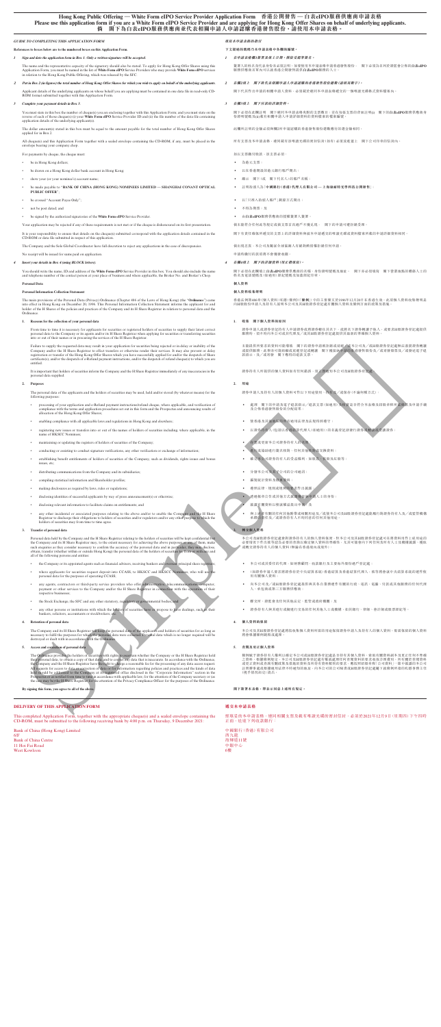# Hong Kong Public Offering — White Form eIPO Service Provider Application Form 香港公開發售 — 白表eIPO服務供應商申請表格

**Please use this application form if you are a White Form eIPO Service Provider and are applying for Hong Kong Offer Shares on behalf of underlying applicants. 倘 閣下為白表eIPO服務供應商並代表相關申請人申請認購香港發售股份，請使用本申請表格。**

## GUIDE TO COMPLETING THIS APPLICATION FORM

**References to boxes below are to the numbered boxes on this Application Form.**

**1 Sign and date the application form in Box 1. Only a written signature will be accepted.**

The name and the representative capacity of the signatory should also be stated. To apply for Hong Kong Offer Shares using this Application Form, you must be named in the list of **White Form eIPO** Service Providers who may provide **White Form eIPO** services in relation to the Hong Kong Public Offering, which was released by the SFC.

**2 Put in Box 2 (in figures) the total number of Hong Kong Offer Shares for which you wish to apply on behalf of the underlying applicants.**

Applicant details of the underlying applicants on whose behalf you are applying must be contained in one data file in read-only CD-ROM format submitted together with this Application Form.

**3 Complete your payment details in Box 3.**

You must state in this box the number of the cheque(s) you are enclosing together with this Application Form; and you must state on the reverse of each of those cheque(s) (i) your **White Form eIPO** Service Provider ID and (ii) the file number of the data file containing application details of the underlying applicant(s).

The dollar amount(s) stated in this box must be equal to the amount payable for the total number of Hong Kong Offer Shares applied for in Box 2.

All cheque(s) and this Application Form together with a sealed envelope containing the CD-ROM, if any, must be placed in the envelope bearing your company chop.

For payments by cheque, the cheque must:

- be in Hong Kong dollars;
- be drawn on a Hong Kong dollar bank account in Hong Kong;
- show your (or your nominee's) account name;
- be made payable to "**BANK OF CHINA (HONG KONG) NOMINEES LIMITED — SHANGHAI CONANT OPTICAL PUBLIC OFFER**";
- be crossed "Account Payee Only";
- not be post dated; and
- be signed by the authorized signatories of the **White Form eIPO** Service Provider.

Your application may be rejected if any of these requirements is not met or if the cheque is dishonored on its first presentation.

It is your responsibility to ensure that details on the cheque(s) submitted correspond with the application details contained in the CD-ROM or data file submitted in respect of this application.

The Company and the Sole Global Coordinator have full discretion to reject any applications in the case of discrepancies.

No receipt will be issued for sums paid on application.

**4 Insert your details in Box 4 (using BLOCK letters).**

You should write the name, ID and address of the **White Form eIPO** Service Provider in this box. You should also include the name and telephone number of the contact person at your place of business and where applicable, the Broker No. and Broker's Chop.

### Personal Data

#### Personal Information Collection Statement

The main provisions of the Personal Data (Privacy) Ordinance (Chapter 486 of the Laws of Hong Kong) (the "**Ordinance**") came into effect in Hong Kong on December 20, 1996. This Personal Information Collection Statement informs the applicant for and holder of the H Shares of the policies and practices of the Company and its H Share Registrar in relation to personal data and the Ordinance.

**1. Reasons for the collection of your personal data**

From time to time it is necessary for applicants for securities or registered holders of securities to supply their latest correct personal data to the Company or its agents and/or its H Share Registrar when applying for securities or transferring securities into or out of their names or in procuring the services of its H Share Registrar.

Failure to supply the requested data may result in your application for securities being rejected or in delay or the inability of the Company and/or its H Share Registrar to effect transfers or otherwise render their services. It may also prevent or delay registration or transfer of the Hong Kong Offer Shares which you have successfully applied for and/or the despatch of Share certificate(s), and/or the despatch of e-Refund payment instructions, and/or the despatch of refund cheque(s) to which you are entitled.

It is important that holders of securities inform the Company and the H Share Registrar immediately of any inaccuracies in the personal data supplied.

**2. Purposes**

The personal data of the applicants and the holders of securities may be used, held and/or stored (by whatever means) for the following purposes:

- processing of your application and e-Refund payment instructions/refund cheque, where applicable, and verification of compliance with the terms and application procedures set out in this form and the Prospectus and announcing results of allocation of the Hong Kong Offer Shares;
- enabling compliance with all applicable laws and regulations in Hong Kong and elsewhere;
- registering new issues or transfers into or out of the names of holders of securities including, where applicable, in the name of HKSCC Nominees;
- maintaining or updating the registers of securities of the Company;
- conducting or assisting to conduct signature verifications, any other verification or exchange of information;
- establishing benefit entitlements of holders of securities of the Company, such as dividends, rights issues and bonus issues, etc;
- distributing communications from the Company and its subsidiaries;
- compiling statistical information and Shareholder profiles;
- making disclosures as required by laws, rules or regulations;
- disclosing identities of successful applicants by way of press announcement(s) or otherwise;
- disclosing relevant information to facilitate claims on entitlements; and
- any other incidental or associated purposes relating to the above and/or to enable the Company and the H Share Registrar to discharge their obligations to holders of securities and/or regulators and/or any other purposes to which the holders of securities may from time to time agree.

**3. Transfer of personal data**

Personal data held by the Company and the H Share Registrar relating to the holders of securities will be kept confidential but the Company and its H Share Registrar may, to the extent necessary for achieving the above purposes or any of them, make such enquiries as they consider necessary to confirm the accuracy of the personal data and in particular, they may disclose, obtain, transfer (whether within or outside Hong Kong) the personal data of the holders of securities to, from or with any and all of the following persons and entities:

- the Company or its appointed agents such as financial advisers, receiving bankers and overseas principal share registrar;
- where applicants for securities request deposit into CCASS, to HKSCC and HKSCC Nominees, who will use the personal data for the purposes of operating CCASS;
- any agents, contractors or third-party service providers who offer administrative, telecommunications, computer, payment or other services to the Company and/or the H Share Registrar in connection with the operation of their respective businesses;
- the Stock Exchange, the SFC and any other statutory, regulatory or governmental bodies; and
- any other persons or institutions with which the holders of securities have or propose to have dealings, such as their bankers, solicitors, accountants or stockbrokers, etc.

**4. Retention of personal data**

The Company and its H Share Registrar will keep the personal data of the applicants and holders of securities for as long as necessary to fulfil the purposes for which the personal data were collected. Personal data which is no longer required will be destroyed or dealt with in accordance with the Ordinance.

**5. Access and correction of personal data**

The Ordinance provides the holders of securities with rights to ascertain whether the Company or the H Share Registrar hold their personal data, to obtain a copy of that data, and to correct any data that is inaccurate. In accordance with the Ordinance, the Company and the H Share Registrar have the right to charge a reasonable fee for the processing of any data access request. All requests for access to data or correction of data or for information regarding policies and practices and the kinds of data held should be addressed to the Company at its registered office disclosed in the "Corporate Information" section in the Prospectus or as notified from time to time in accordance with applicable law, for the attention of the Company secretary or (as the case may be) the H Share Registrar for the attention of the Privacy Compliance Officer for the purposes of the Ordinance.

**By signing this form, you agree to all of the above.**

## DELIVERY OF THIS APPLICATION FORM

This completed Application Form, together with the appropriate cheque(s) and a sealed envelope containing the CD-ROM, must be submitted to the following receiving bank by 4:00 p.m. on Thursday, 9 December 2021:

Bank of China (Hong Kong) Limited
6/F
Bank of China Centre
11 Hoi Fai Road
West Kowloon

## 填寫本申請表格的指引

**下文提述的號碼乃本申請表格中各欄的編號。**

**1 在申請表格欄1簽署及填上日期。only接納親筆簽名。**

簽署人的姓名及代表身份亦必須註明。如要使用本申請表格申請香港發售股份， 閣下必須名列於證監會公布的可以提供有關香港公開發售的**白表eIPO**服務的**白表eIPO**服務供應商名單內。

**2 在欄2填上 閣下代表相關申請人申請認購的香港發售股份總數（以數字填寫）。**

閣下代其作出申請的相關申請人資料，必須載於連同本申請表格遞交的唯讀光碟格式資料檔案內。

**3 在欄3填上 閣下的付款資料。**

閣下必須在此欄註明 閣下連同本申請表格夾附的支票數目；並在每張支票背面註明(i) 閣下的**白表eIPO**服務供應商身份證明號碼及(ii)載有相關申請人申請詳細資料的資料檔案的檔案編號。

此欄所註明的金額必須相等於欄2所申請認購的香港發售股份總數應付的金額。

所有支票及本申請表格連同載有光碟的密封信封（如有）必須放進印有 閣下公司印章的信封內。

如以支票繳付股款，該支票必須：

- 為港元支票；
- 以在香港開設的港元銀行賬戶開出；
- 顯示 閣下（或 閣下代名人）的賬戶名稱；
- 註明抬頭人為「**中國銀行（香港）代理人有限公司 — 上海康耐特光學公開發售**」；
- 以「只准入抬頭人賬戶」劃線方式開出；
- 不得為期票；及
- 由**白表eIPO**服務供應商的授權簽署人簽署。

倘未能符合任何該等規定或倘支票首次過戶不獲兌現， 閣下的申請可遭拒絕受理。

閣下有責任確保所遞交的支票上的詳細資料與就本申請遞交的光碟或資料檔案所載的申請詳細資料相同。

倘出現差異，本公司及獨家全球協調人有絕對酌情權拒絕任何申請。

申請時繳付的款項將不會獲發收據。

**4 在欄4填上 閣下的詳細資料（用正楷填寫）。**

閣下必須在此欄填上**白表eIPO**服務供應商的名稱、身份證明號碼及地址。 閣下亦必須填寫 閣下營業地點聯絡人士的姓名及電話號碼，及（如適用）經紀號碼及經紀印章。

### 個人資料

#### 個人資料收集聲明

香港法例第486章《個人資料（私隱）條例》（「**條例**」）中的主要條文於1996年12月20日在香港生效。此份個人資料收集聲明是向H股的申請人及持有人說明本公司及其H股證券登記處有關個人資料及條例方面的政策及慣例。

**1. 收集 閣下個人資料的原因**

證券申請人或證券登記持有人申請證券或將證券轉往其名下，或將名下證券轉讓予他人，或要求H股證券登記處提供服務時，須不時向本公司或其代理及／或其H股證券登記處提供其最新的準確個人資料。

未能提供所要求的資料可能導致 閣下的證券申請被拒絕受理或延遲，或本公司及／或其H股證券登記處無法落實轉讓或提供服務。此舉亦可能妨礙或延遲登記或轉讓 閣下獲接納申請的香港發售股份及／或寄發股票及／或發送電子退款指示及／或寄發 閣下應得的退款支票。

證券持有人所提供的個人資料如有任何錯誤，須立即通知本公司及H股證券登記處。

**2. 用途**

證券申請人及持有人的個人資料可作以下用途加以使用、持有及／或保存（以任何方式）：

- 處理 閣下的申請及電子退款指示／退款支票（如適用）及核實是否符合本表格及招股章程載列的條款和申請手續以及公佈香港發售股份的分配結果；
- 遵守香港及其他地區的所有適用法例及法規；
- 以證券持有人（包括（如適用）香港結算代理人）的名義登記新發行證券或轉讓證券；
- 存置或更新本公司證券持有人的名冊；
- 進行或協助進行簽名核對、任何其他資料核對或交換資料；
- 確定本公司證券持有人的受益權利，例如股息、供股及紅股等；
- 分發本公司及其附屬公司的通訊；
- 編製統計資料及股東資料；
- 根據法例、規則或法規作出披露；
- 透過報章公告或其他方式披露成功申請人的身份；
- 披露有關資料以便就權益索償；及
- 與上述者有關的任何其他附帶或相關用途及／或使本公司及H股證券登記處能履行對證券持有人及／或監管機構承擔的責任及／或證券持有人不時同意的任何其他用途。

**3. 轉交個人資料**

本公司及H股證券登記處所持有關證券持有人的個人資料將會保密，但本公司及H股證券登記處可以在為達到上述任何用途所必要的情況下，作出其認為必要的查詢以確定個人資料的準確性，尤其可能會向下列任何及所有人士及機構披露、獲取或轉交證券持有人的個人資料（無論在香港境內或境外）：

- 本公司或其委任的代理，例如財務顧問、收款銀行及海外主要股份過戶登記處；
- （如證券申請人要求將證券存入中央結算系統）香港結算及香港結算代理人，彼等將會就中央結算系統的運作使用有關個人資料；
- 向本公司及／或H股證券登記處提供與其各自業務運作有關的行政、電訊、電腦、付款或其他服務的任何代理人、承包商或第三方服務供應商；
- 聯交所、證監會及任何其他法定、監管或政府機構；及
- 證券持有人與其進行或擬進行交易的任何其他人士或機構，如其銀行、律師、會計師或股票經紀等。

**4. 個人資料的保留**

本公司及其H股證券登記處將按收集個人資料所需的用途保留證券申請人及持有人的個人資料。無需保留的個人資料將會根據條例銷毀或處理。

**5. 查閱及更正個人資料**

條例賦予證券持有人權利以確定本公司或H股證券登記處是否持有其個人資料，並索取有關資料副本及更正任何不準確資料。根據條例規定，本公司及H股證券登記處有權就處理任何查閱資料的要求收取合理費用。所有關於查閱資料或更正資料或關於政策及慣例以及所持資料類別的要求，應按招股章程「公司資料」一節所披露或根據適用法例不時通知的本公司註冊辦事處送交公司秘書，或（視情況而定）H股證券登記處屬下就條例而言的私隱事務主任。

**閣下簽署本表格，即表示同意上述各項規定。**

## 遞交本申請表格

經填妥的本申請表格，連同相關支票及載有唯讀光碟的密封信封，必須於2021年12月9日（星期四）下午四時正前，送達下列收款銀行：

中國銀行（香港）有限公司
西九龍
海輝道11號
中銀中心
6樓